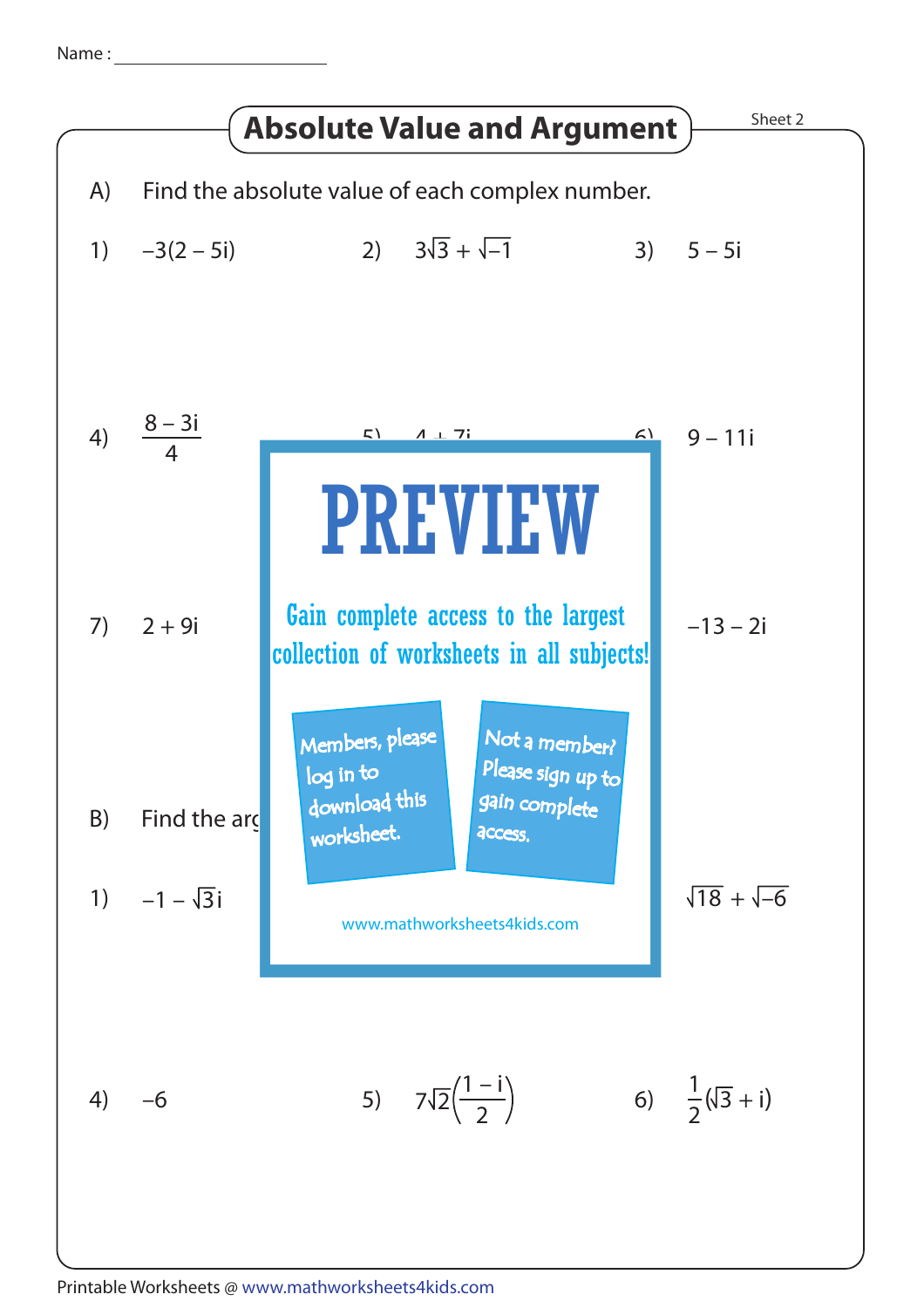Name : ____________________

# Absolute Value and Argument

Sheet 2

A) Find the absolute value of each complex number.

1) $-3(2 - 5i)$

2) $3\sqrt{3} + \sqrt{-1}$

3) $5 - 5i$

4) $\dfrac{8 - 3i}{4}$

5) $4 + 7i$

6) $9 - 11i$

7) $2 + 9i$

9) $-13 - 2i$

## PREVIEW

Gain complete access to the largest collection of worksheets in all subjects!

Members, please log in to download this worksheet.

Not a member? Please sign up to gain complete access.

www.mathworksheets4kids.com

B) Find the arg

1) $-1 - \sqrt{3}i$

3) $\sqrt{18} + \sqrt{-6}$

4) $-6$

5) $7\sqrt{2}\left(\dfrac{1 - i}{2}\right)$

6) $\dfrac{1}{2}(\sqrt{3} + i)$

Printable Worksheets @ www.mathworksheets4kids.com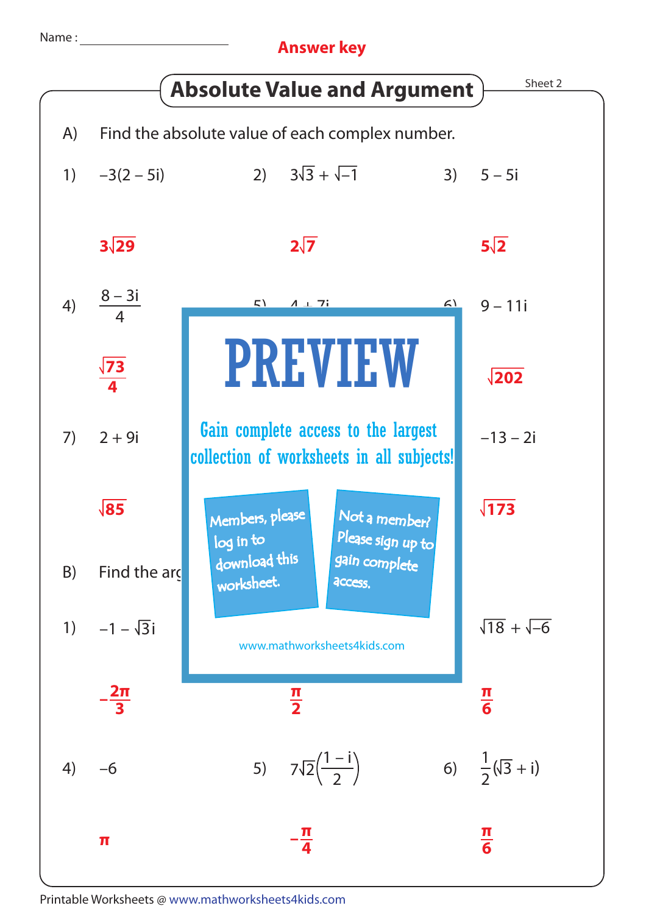Name : ____________________

**Answer key**

# Absolute Value and Argument

Sheet 2

A) Find the absolute value of each complex number.

1) $-3(2 - 5i)$

$3\sqrt{29}$

2) $3\sqrt{3} + \sqrt{-1}$

$2\sqrt{7}$

3) $5 - 5i$

$5\sqrt{2}$

4) $\frac{8 - 3i}{4}$

$\frac{\sqrt{73}}{4}$

5) $4 + 7i$

6) $9 - 11i$

$\sqrt{202}$

7) $2 + 9i$

$\sqrt{85}$

9) $-13 - 2i$

$\sqrt{173}$

PREVIEW

Gain complete access to the largest collection of worksheets in all subjects!

Members, please log in to download this worksheet.

Not a member? Please sign up to gain complete access.

www.mathworksheets4kids.com

B) Find the arg

1) $-1 - \sqrt{3}i$

$-\frac{2\pi}{3}$

2) $\frac{\pi}{2}$

3) $\sqrt{18} + \sqrt{-6}$

$\frac{\pi}{6}$

4) $-6$

$\pi$

5) $7\sqrt{2}\left(\frac{1 - i}{2}\right)$

$-\frac{\pi}{4}$

6) $\frac{1}{2}(\sqrt{3} + i)$

$\frac{\pi}{6}$

Printable Worksheets @ www.mathworksheets4kids.com